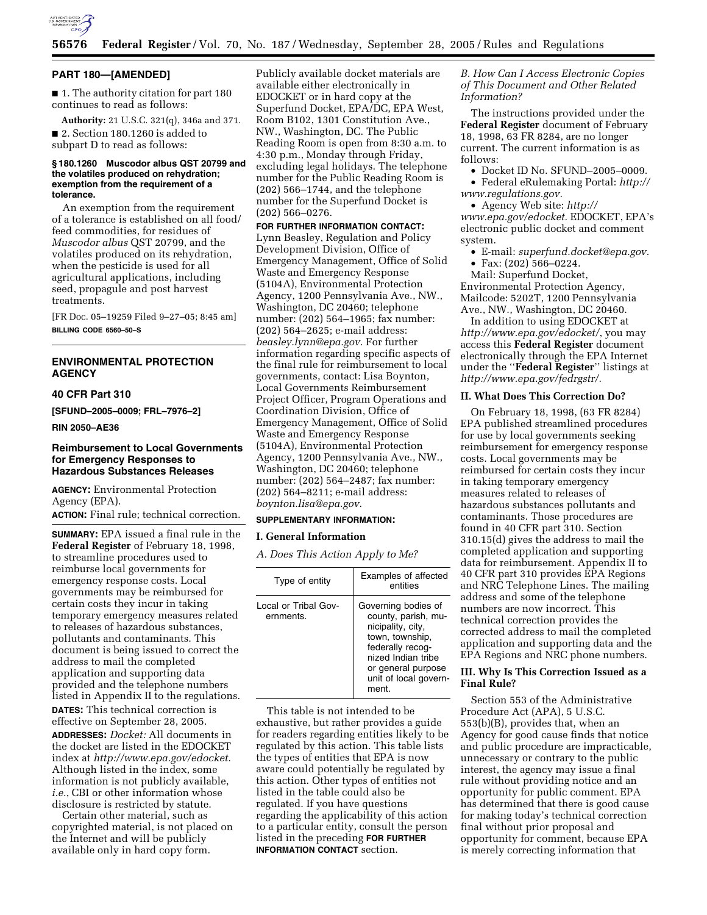## PART 180—[AMENDED]

■ 1. The authority citation for part 180 continues to read as follows:

**Authority:** 21 U.S.C. 321(q), 346a and 371.

■ 2. Section 180.1260 is added to subpart D to read as follows:

**§ 180.1260 Muscodor albus QST 20799 and the volatiles produced on rehydration; exemption from the requirement of a tolerance.**

An exemption from the requirement of a tolerance is established on all food/feed commodities, for residues of *Muscodor albus* QST 20799, and the volatiles produced on its rehydration, when the pesticide is used for all agricultural applications, including seed, propagule and post harvest treatments.

[FR Doc. 05–19259 Filed 9–27–05; 8:45 am]

**BILLING CODE 6560–50–S**

---

## ENVIRONMENTAL PROTECTION AGENCY

### 40 CFR Part 310

**[SFUND–2005–0009; FRL–7976–2]**

**RIN 2050–AE36**

### Reimbursement to Local Governments for Emergency Responses to Hazardous Substances Releases

**AGENCY:** Environmental Protection Agency (EPA).

**ACTION:** Final rule; technical correction.

**SUMMARY:** EPA issued a final rule in the **Federal Register** of February 18, 1998, to streamline procedures used to reimburse local governments for emergency response costs. Local governments may be reimbursed for certain costs they incur in taking temporary emergency measures related to releases of hazardous substances, pollutants and contaminants. This document is being issued to correct the address to mail the completed application and supporting data provided and the telephone numbers listed in Appendix II to the regulations.

**DATES:** This technical correction is effective on September 28, 2005.

**ADDRESSES:** *Docket:* All documents in the docket are listed in the EDOCKET index at *http://www.epa.gov/edocket.* Although listed in the index, some information is not publicly available, *i.e.*, CBI or other information whose disclosure is restricted by statute.

Certain other material, such as copyrighted material, is not placed on the Internet and will be publicly available only in hard copy form. Publicly available docket materials are available either electronically in EDOCKET or in hard copy at the Superfund Docket, EPA/DC, EPA West, Room B102, 1301 Constitution Ave., NW., Washington, DC. The Public Reading Room is open from 8:30 a.m. to 4:30 p.m., Monday through Friday, excluding legal holidays. The telephone number for the Public Reading Room is (202) 566–1744, and the telephone number for the Superfund Docket is (202) 566–0276.

**FOR FURTHER INFORMATION CONTACT:** Lynn Beasley, Regulation and Policy Development Division, Office of Emergency Management, Office of Solid Waste and Emergency Response (5104A), Environmental Protection Agency, 1200 Pennsylvania Ave., NW., Washington, DC 20460; telephone number: (202) 564–1965; fax number: (202) 564–2625; e-mail address: *beasley.lynn@epa.gov.* For further information regarding specific aspects of the final rule for reimbursement to local governments, contact: Lisa Boynton, Local Governments Reimbursement Project Officer, Program Operations and Coordination Division, Office of Emergency Management, Office of Solid Waste and Emergency Response (5104A), Environmental Protection Agency, 1200 Pennsylvania Ave., NW., Washington, DC 20460; telephone number: (202) 564–2487; fax number: (202) 564–8211; e-mail address: *boynton.lisa@epa.gov.*

**SUPPLEMENTARY INFORMATION:**

#### I. General Information

*A. Does This Action Apply to Me?*

| Type of entity | Examples of affected entities |
|---|---|
| Local or Tribal Governments. | Governing bodies of county, parish, municipality, city, town, township, federally recognized Indian tribe or general purpose unit of local government. |

This table is not intended to be exhaustive, but rather provides a guide for readers regarding entities likely to be regulated by this action. This table lists the types of entities that EPA is now aware could potentially be regulated by this action. Other types of entities not listed in the table could also be regulated. If you have questions regarding the applicability of this action to a particular entity, consult the person listed in the preceding **FOR FURTHER INFORMATION CONTACT** section.

*B. How Can I Access Electronic Copies of This Document and Other Related Information?*

The instructions provided under the **Federal Register** document of February 18, 1998, 63 FR 8284, are no longer current. The current information is as follows:

- Docket ID No. SFUND–2005–0009.
- Federal eRulemaking Portal: *http://www.regulations.gov.*
- Agency Web site: *http://www.epa.gov/edocket.* EDOCKET, EPA's electronic public docket and comment system.
- E-mail: *superfund.docket@epa.gov.*
- Fax: (202) 566–0224.

Mail: Superfund Docket, Environmental Protection Agency, Mailcode: 5202T, 1200 Pennsylvania Ave., NW., Washington, DC 20460.

In addition to using EDOCKET at *http://www.epa.gov/edocket/*, you may access this **Federal Register** document electronically through the EPA Internet under the ''**Federal Register**'' listings at *http://www.epa.gov/fedrgstr/.*

#### II. What Does This Correction Do?

On February 18, 1998, (63 FR 8284) EPA published streamlined procedures for use by local governments seeking reimbursement for emergency response costs. Local governments may be reimbursed for certain costs they incur in taking temporary emergency measures related to releases of hazardous substances pollutants and contaminants. Those procedures are found in 40 CFR part 310. Section 310.15(d) gives the address to mail the completed application and supporting data for reimbursement. Appendix II to 40 CFR part 310 provides EPA Regions and NRC Telephone Lines. The mailing address and some of the telephone numbers are now incorrect. This technical correction provides the corrected address to mail the completed application and supporting data and the EPA Regions and NRC phone numbers.

#### III. Why Is This Correction Issued as a Final Rule?

Section 553 of the Administrative Procedure Act (APA), 5 U.S.C. 553(b)(B), provides that, when an Agency for good cause finds that notice and public procedure are impracticable, unnecessary or contrary to the public interest, the agency may issue a final rule without providing notice and an opportunity for public comment. EPA has determined that there is good cause for making today's technical correction final without prior proposal and opportunity for comment, because EPA is merely correcting information that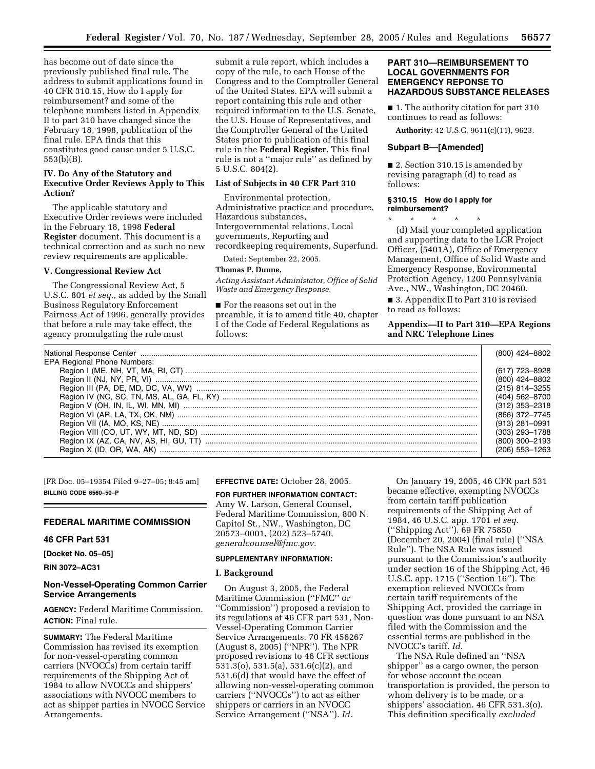has become out of date since the previously published final rule. The address to submit applications found in 40 CFR 310.15, How do I apply for reimbursement? and some of the telephone numbers listed in Appendix II to part 310 have changed since the February 18, 1998, publication of the final rule. EPA finds that this constitutes good cause under 5 U.S.C. 553(b)(B).

### IV. Do Any of the Statutory and Executive Order Reviews Apply to This Action?

The applicable statutory and Executive Order reviews were included in the February 18, 1998 **Federal Register** document. This document is a technical correction and as such no new review requirements are applicable.

### V. Congressional Review Act

The Congressional Review Act, 5 U.S.C. 801 *et seq.*, as added by the Small Business Regulatory Enforcement Fairness Act of 1996, generally provides that before a rule may take effect, the agency promulgating the rule must submit a rule report, which includes a copy of the rule, to each House of the Congress and to the Comptroller General of the United States. EPA will submit a report containing this rule and other required information to the U.S. Senate, the U.S. House of Representatives, and the Comptroller General of the United States prior to publication of this final rule in the **Federal Register**. This final rule is not a ''major rule'' as defined by 5 U.S.C. 804(2).

### List of Subjects in 40 CFR Part 310

Environmental protection, Administrative practice and procedure, Hazardous substances, Intergovernmental relations, Local governments, Reporting and recordkeeping requirements, Superfund.

Dated: September 22, 2005.

**Thomas P. Dunne,**

*Acting Assistant Administator, Office of Solid Waste and Emergency Response.*

■ For the reasons set out in the preamble, it is to amend title 40, chapter I of the Code of Federal Regulations as follows:

## PART 310—REIMBURSEMENT TO LOCAL GOVERNMENTS FOR EMERGENCY REPONSE TO HAZARDOUS SUBSTANCE RELEASES

■ 1. The authority citation for part 310 continues to read as follows:

**Authority:** 42 U.S.C. 9611(c)(11), 9623.

### Subpart B—[Amended]

■ 2. Section 310.15 is amended by revising paragraph (d) to read as follows:

#### § 310.15 How do I apply for reimbursement?

\* \* \* \* \*

(d) Mail your completed application and supporting data to the LGR Project Officer, (5401A), Office of Emergency Management, Office of Solid Waste and Emergency Response, Environmental Protection Agency, 1200 Pennsylvania Ave., NW., Washington, DC 20460.

■ 3. Appendix II to Part 310 is revised to read as follows:

### Appendix—II to Part 310—EPA Regions and NRC Telephone Lines

| | |
|---|---|
| National Response Center | (800) 424–8802 |
| EPA Regional Phone Numbers: | |
| Region I (ME, NH, VT, MA, RI, CT) | (617) 723–8928 |
| Region II (NJ, NY, PR, VI) | (800) 424–8802 |
| Region III (PA, DE, MD, DC, VA, WV) | (215) 814–3255 |
| Region IV (NC, SC, TN, MS, AL, GA, FL, KY) | (404) 562–8700 |
| Region V (OH, IN, IL, WI, MN, MI) | (312) 353–2318 |
| Region VI (AR, LA, TX, OK, NM) | (866) 372–7745 |
| Region VII (IA, MO, KS, NE) | (913) 281–0991 |
| Region VIII (CO, UT, WY, MT, ND, SD) | (303) 293–1788 |
| Region IX (AZ, CA, NV, AS, HI, GU, TT) | (800) 300–2193 |
| Region X (ID, OR, WA, AK) | (206) 553–1263 |

[FR Doc. 05–19354 Filed 9–27–05; 8:45 am]

**BILLING CODE 6560–50–P**

---

## FEDERAL MARITIME COMMISSION

### 46 CFR Part 531

**[Docket No. 05–05]**

**RIN 3072–AC31**

### Non-Vessel-Operating Common Carrier Service Arrangements

**AGENCY:** Federal Maritime Commission.

**ACTION:** Final rule.

**SUMMARY:** The Federal Maritime Commission has revised its exemption for non-vessel-operating common carriers (NVOCCs) from certain tariff requirements of the Shipping Act of 1984 to allow NVOCCs and shippers' associations with NVOCC members to act as shipper parties in NVOCC Service Arrangements.

**EFFECTIVE DATE:** October 28, 2005.

**FOR FURTHER INFORMATION CONTACT:** Amy W. Larson, General Counsel, Federal Maritime Commission, 800 N. Capitol St., NW., Washington, DC 20573–0001, (202) 523–5740, *generalcounsel@fmc.gov.*

**SUPPLEMENTARY INFORMATION:**

### I. Background

On August 3, 2005, the Federal Maritime Commission (''FMC'' or ''Commission'') proposed a revision to its regulations at 46 CFR part 531, Non-Vessel-Operating Common Carrier Service Arrangements. 70 FR 456267 (August 8, 2005) (''NPR''). The NPR proposed revisions to 46 CFR sections 531.3(o), 531.5(a), 531.6(c)(2), and 531.6(d) that would have the effect of allowing non-vessel-operating common carriers (''NVOCCs'') to act as either shippers or carriers in an NVOCC Service Arrangement (''NSA''). *Id.*

On January 19, 2005, 46 CFR part 531 became effective, exempting NVOCCs from certain tariff publication requirements of the Shipping Act of 1984, 46 U.S.C. app. 1701 *et seq.* (''Shipping Act''). 69 FR 75850 (December 20, 2004) (final rule) (''NSA Rule''). The NSA Rule was issued pursuant to the Commission's authority under section 16 of the Shipping Act, 46 U.S.C. app. 1715 (''Section 16''). The exemption relieved NVOCCs from certain tariff requirements of the Shipping Act, provided the carriage in question was done pursuant to an NSA filed with the Commission and the essential terms are published in the NVOCC's tariff. *Id.*

The NSA Rule defined an ''NSA shipper'' as a cargo owner, the person for whose account the ocean transportation is provided, the person to whom delivery is to be made, or a shippers' association. 46 CFR 531.3(o). This definition specifically *excluded*